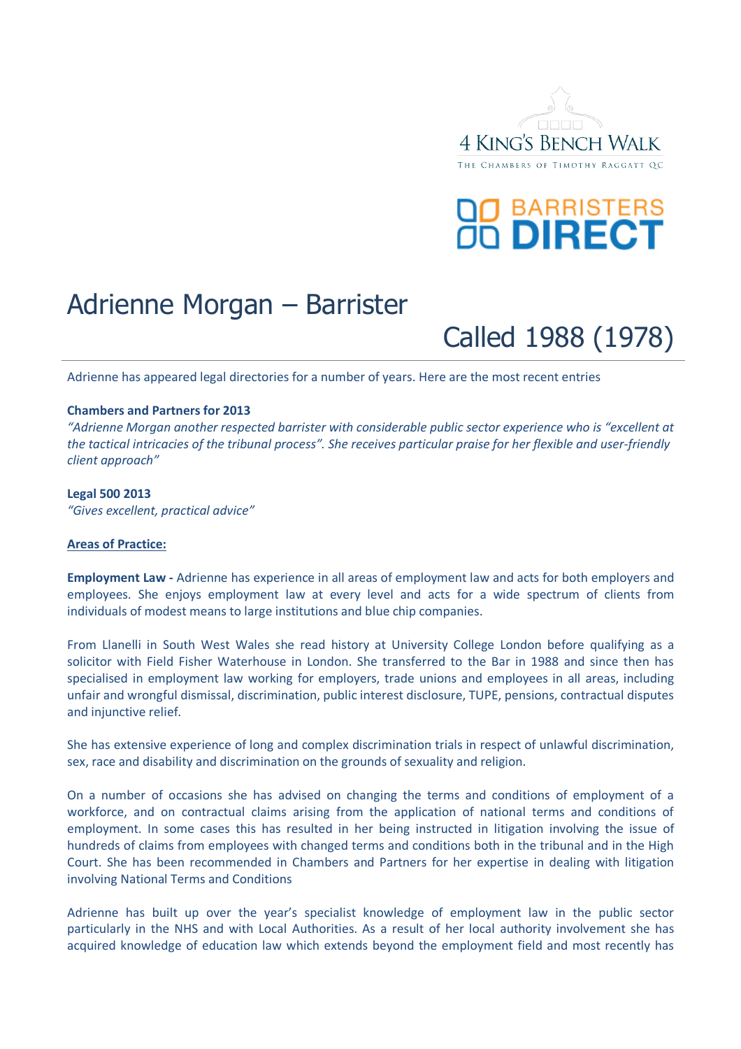4 KING'S BENCH WALK

THE CHAMBERS OF TIMOTHY RAGGATT QC

BARRISTERS DIRECT

# Adrienne Morgan – Barrister

## Called 1988 (1978)

Adrienne has appeared legal directories for a number of years. Here are the most recent entries

**Chambers and Partners for 2013**

*"Adrienne Morgan another respected barrister with considerable public sector experience who is "excellent at the tactical intricacies of the tribunal process". She receives particular praise for her flexible and user-friendly client approach"*

**Legal 500 2013**

*"Gives excellent, practical advice"*

**Areas of Practice:**

**Employment Law -** Adrienne has experience in all areas of employment law and acts for both employers and employees. She enjoys employment law at every level and acts for a wide spectrum of clients from individuals of modest means to large institutions and blue chip companies.

From Llanelli in South West Wales she read history at University College London before qualifying as a solicitor with Field Fisher Waterhouse in London. She transferred to the Bar in 1988 and since then has specialised in employment law working for employers, trade unions and employees in all areas, including unfair and wrongful dismissal, discrimination, public interest disclosure, TUPE, pensions, contractual disputes and injunctive relief.

She has extensive experience of long and complex discrimination trials in respect of unlawful discrimination, sex, race and disability and discrimination on the grounds of sexuality and religion.

On a number of occasions she has advised on changing the terms and conditions of employment of a workforce, and on contractual claims arising from the application of national terms and conditions of employment. In some cases this has resulted in her being instructed in litigation involving the issue of hundreds of claims from employees with changed terms and conditions both in the tribunal and in the High Court. She has been recommended in Chambers and Partners for her expertise in dealing with litigation involving National Terms and Conditions

Adrienne has built up over the year's specialist knowledge of employment law in the public sector particularly in the NHS and with Local Authorities. As a result of her local authority involvement she has acquired knowledge of education law which extends beyond the employment field and most recently has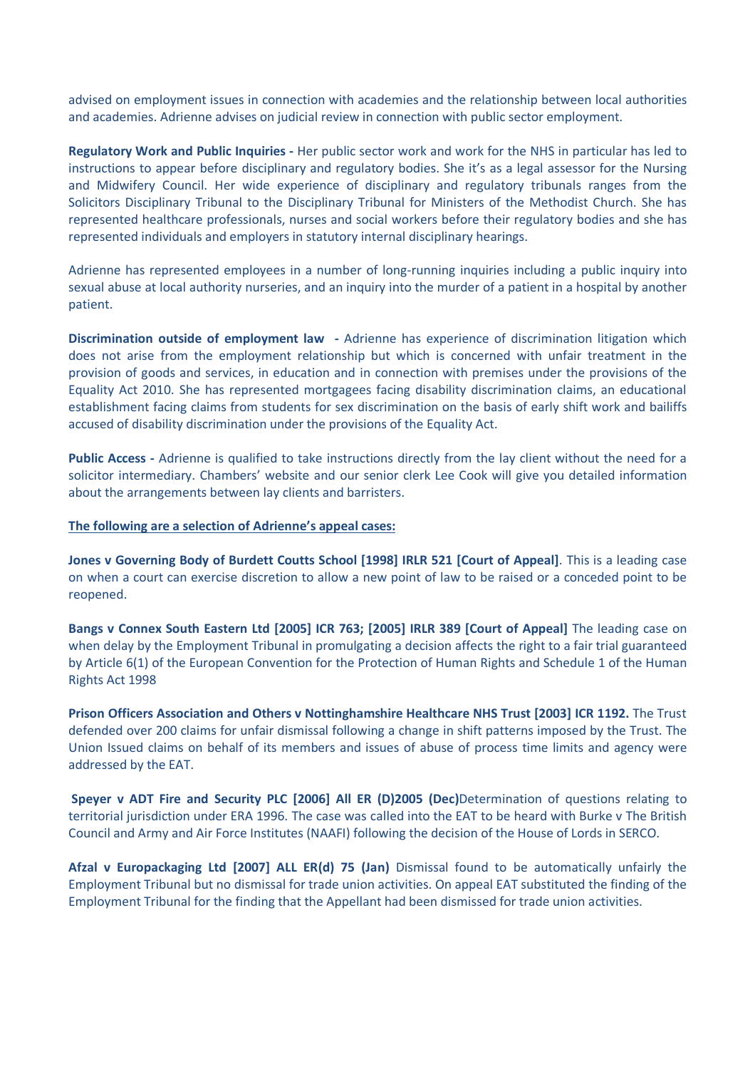advised on employment issues in connection with academies and the relationship between local authorities and academies. Adrienne advises on judicial review in connection with public sector employment.

**Regulatory Work and Public Inquiries -** Her public sector work and work for the NHS in particular has led to instructions to appear before disciplinary and regulatory bodies. She it's as a legal assessor for the Nursing and Midwifery Council. Her wide experience of disciplinary and regulatory tribunals ranges from the Solicitors Disciplinary Tribunal to the Disciplinary Tribunal for Ministers of the Methodist Church. She has represented healthcare professionals, nurses and social workers before their regulatory bodies and she has represented individuals and employers in statutory internal disciplinary hearings.

Adrienne has represented employees in a number of long-running inquiries including a public inquiry into sexual abuse at local authority nurseries, and an inquiry into the murder of a patient in a hospital by another patient.

**Discrimination outside of employment law -** Adrienne has experience of discrimination litigation which does not arise from the employment relationship but which is concerned with unfair treatment in the provision of goods and services, in education and in connection with premises under the provisions of the Equality Act 2010. She has represented mortgagees facing disability discrimination claims, an educational establishment facing claims from students for sex discrimination on the basis of early shift work and bailiffs accused of disability discrimination under the provisions of the Equality Act.

**Public Access -** Adrienne is qualified to take instructions directly from the lay client without the need for a solicitor intermediary. Chambers' website and our senior clerk Lee Cook will give you detailed information about the arrangements between lay clients and barristers.

**The following are a selection of Adrienne's appeal cases:**

**Jones v Governing Body of Burdett Coutts School [1998] IRLR 521 [Court of Appeal]**. This is a leading case on when a court can exercise discretion to allow a new point of law to be raised or a conceded point to be reopened.

**Bangs v Connex South Eastern Ltd [2005] ICR 763; [2005] IRLR 389 [Court of Appeal]** The leading case on when delay by the Employment Tribunal in promulgating a decision affects the right to a fair trial guaranteed by Article 6(1) of the European Convention for the Protection of Human Rights and Schedule 1 of the Human Rights Act 1998

**Prison Officers Association and Others v Nottinghamshire Healthcare NHS Trust [2003] ICR 1192.** The Trust defended over 200 claims for unfair dismissal following a change in shift patterns imposed by the Trust. The Union Issued claims on behalf of its members and issues of abuse of process time limits and agency were addressed by the EAT.

**Speyer v ADT Fire and Security PLC [2006] All ER (D)2005 (Dec)**Determination of questions relating to territorial jurisdiction under ERA 1996. The case was called into the EAT to be heard with Burke v The British Council and Army and Air Force Institutes (NAAFI) following the decision of the House of Lords in SERCO.

**Afzal v Europackaging Ltd [2007] ALL ER(d) 75 (Jan)** Dismissal found to be automatically unfairly the Employment Tribunal but no dismissal for trade union activities. On appeal EAT substituted the finding of the Employment Tribunal for the finding that the Appellant had been dismissed for trade union activities.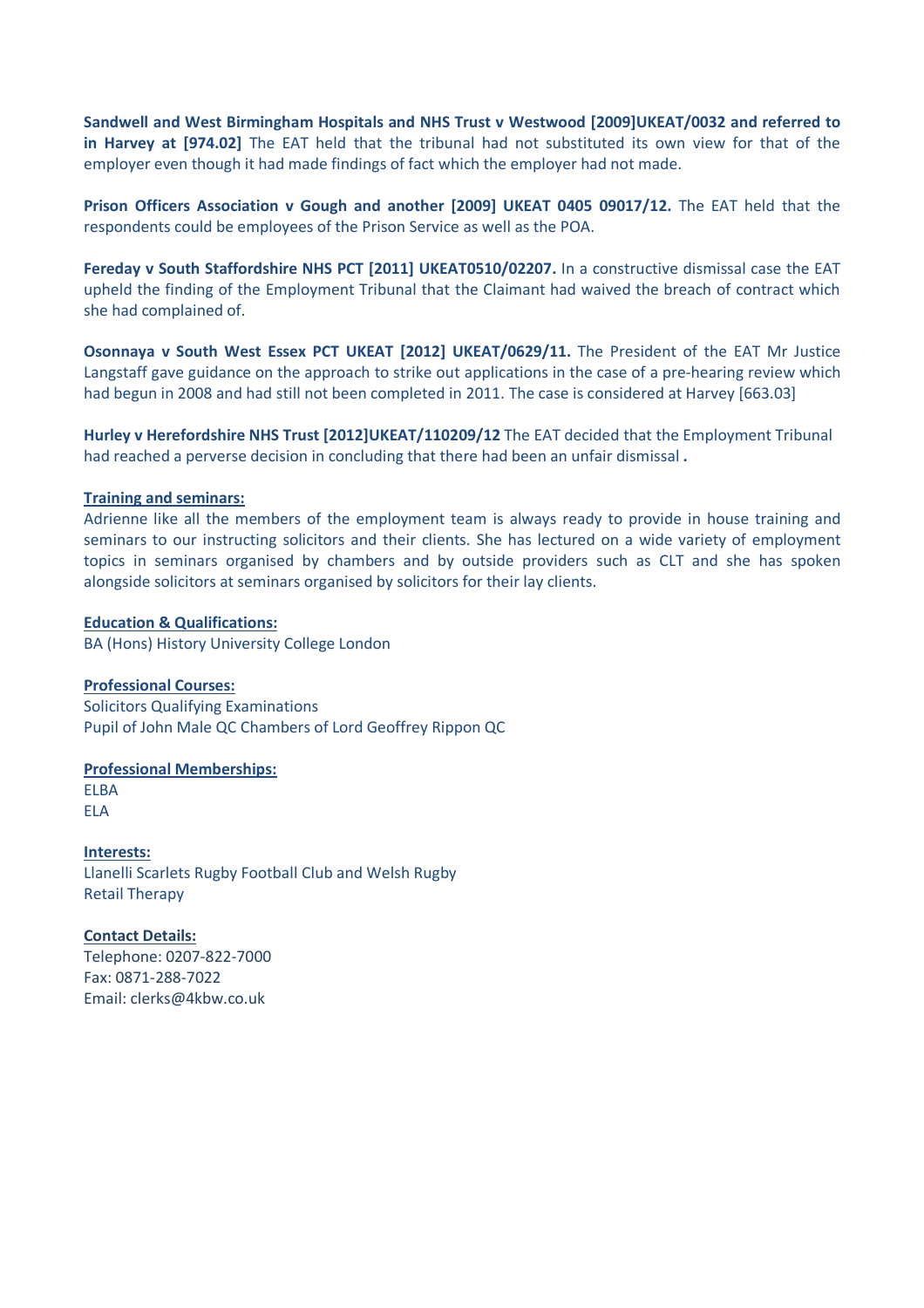**Sandwell and West Birmingham Hospitals and NHS Trust v Westwood [2009]UKEAT/0032 and referred to in Harvey at [974.02]** The EAT held that the tribunal had not substituted its own view for that of the employer even though it had made findings of fact which the employer had not made.

**Prison Officers Association v Gough and another [2009] UKEAT 0405 09017/12.** The EAT held that the respondents could be employees of the Prison Service as well as the POA.

**Fereday v South Staffordshire NHS PCT [2011] UKEAT0510/02207.** In a constructive dismissal case the EAT upheld the finding of the Employment Tribunal that the Claimant had waived the breach of contract which she had complained of.

**Osonnaya v South West Essex PCT UKEAT [2012] UKEAT/0629/11.** The President of the EAT Mr Justice Langstaff gave guidance on the approach to strike out applications in the case of a pre-hearing review which had begun in 2008 and had still not been completed in 2011. The case is considered at Harvey [663.03]

**Hurley v Herefordshire NHS Trust [2012]UKEAT/110209/12** The EAT decided that the Employment Tribunal had reached a perverse decision in concluding that there had been an unfair dismissal **.**

**Training and seminars:**

Adrienne like all the members of the employment team is always ready to provide in house training and seminars to our instructing solicitors and their clients. She has lectured on a wide variety of employment topics in seminars organised by chambers and by outside providers such as CLT and she has spoken alongside solicitors at seminars organised by solicitors for their lay clients.

**Education & Qualifications:**

BA (Hons) History University College London

**Professional Courses:**

Solicitors Qualifying Examinations
Pupil of John Male QC Chambers of Lord Geoffrey Rippon QC

**Professional Memberships:**

ELBA
ELA

**Interests:**

Llanelli Scarlets Rugby Football Club and Welsh Rugby
Retail Therapy

**Contact Details:**

Telephone: 0207-822-7000
Fax: 0871-288-7022
Email: clerks@4kbw.co.uk